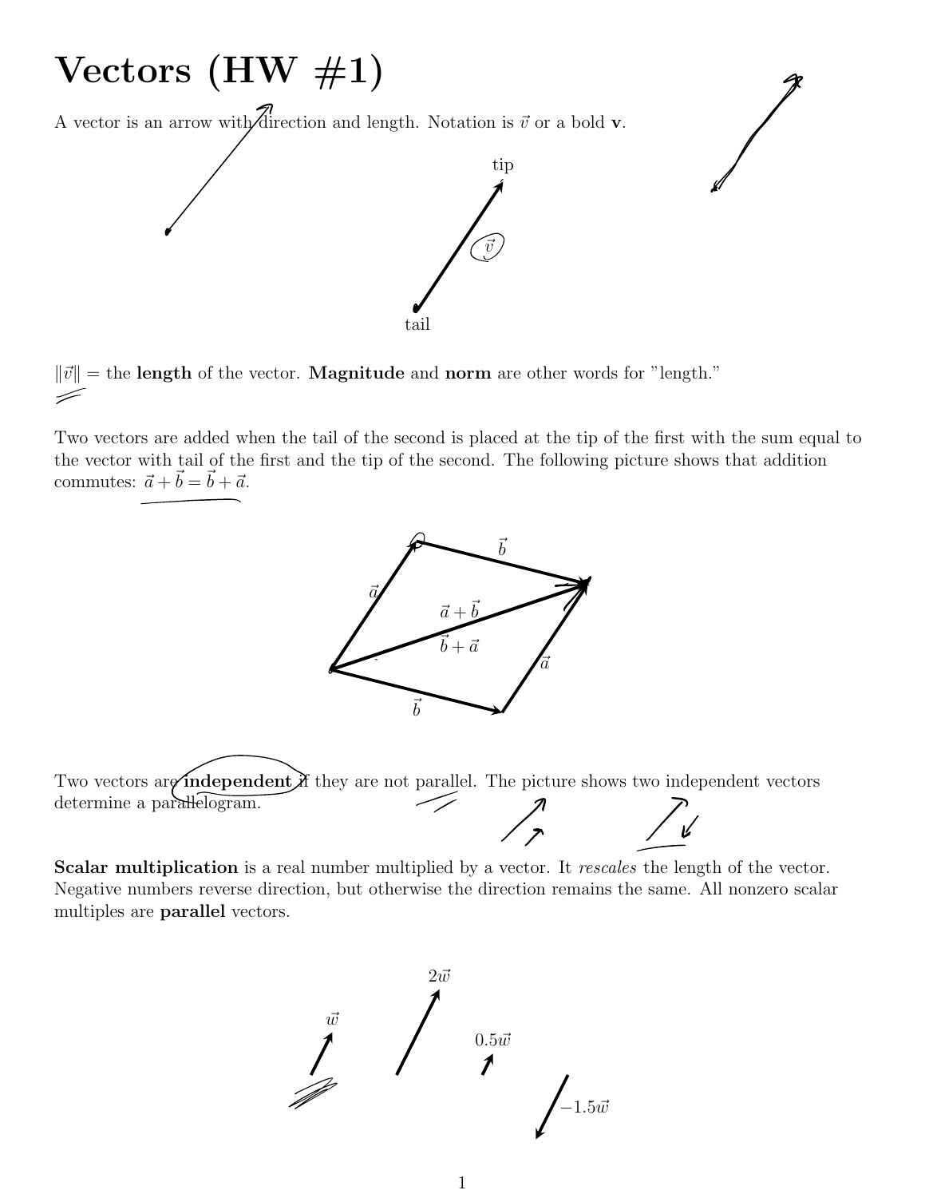# Vectors (HW #1)

A vector is an arrow with direction and length. Notation is $\vec{v}$ or a bold $\mathbf{v}$.

tip

$\vec{v}$

tail

$\|\vec{v}\|$ = the **length** of the vector. **Magnitude** and **norm** are other words for "length."

Two vectors are added when the tail of the second is placed at the tip of the first with the sum equal to the vector with tail of the first and the tip of the second. The following picture shows that addition commutes: $\vec{a} + \vec{b} = \vec{b} + \vec{a}$.

$\vec{b}$ $\vec{a}$ $\vec{a} + \vec{b}$ $\vec{b} + \vec{a}$ $\vec{a}$ $\vec{b}$

Two vectors are **independent** if they are not parallel. The picture shows two independent vectors determine a parallelogram.

**Scalar multiplication** is a real number multiplied by a vector. It *rescales* the length of the vector. Negative numbers reverse direction, but otherwise the direction remains the same. All nonzero scalar multiples are **parallel** vectors.

$2\vec{w}$ $\vec{w}$ $0.5\vec{w}$ $-1.5\vec{w}$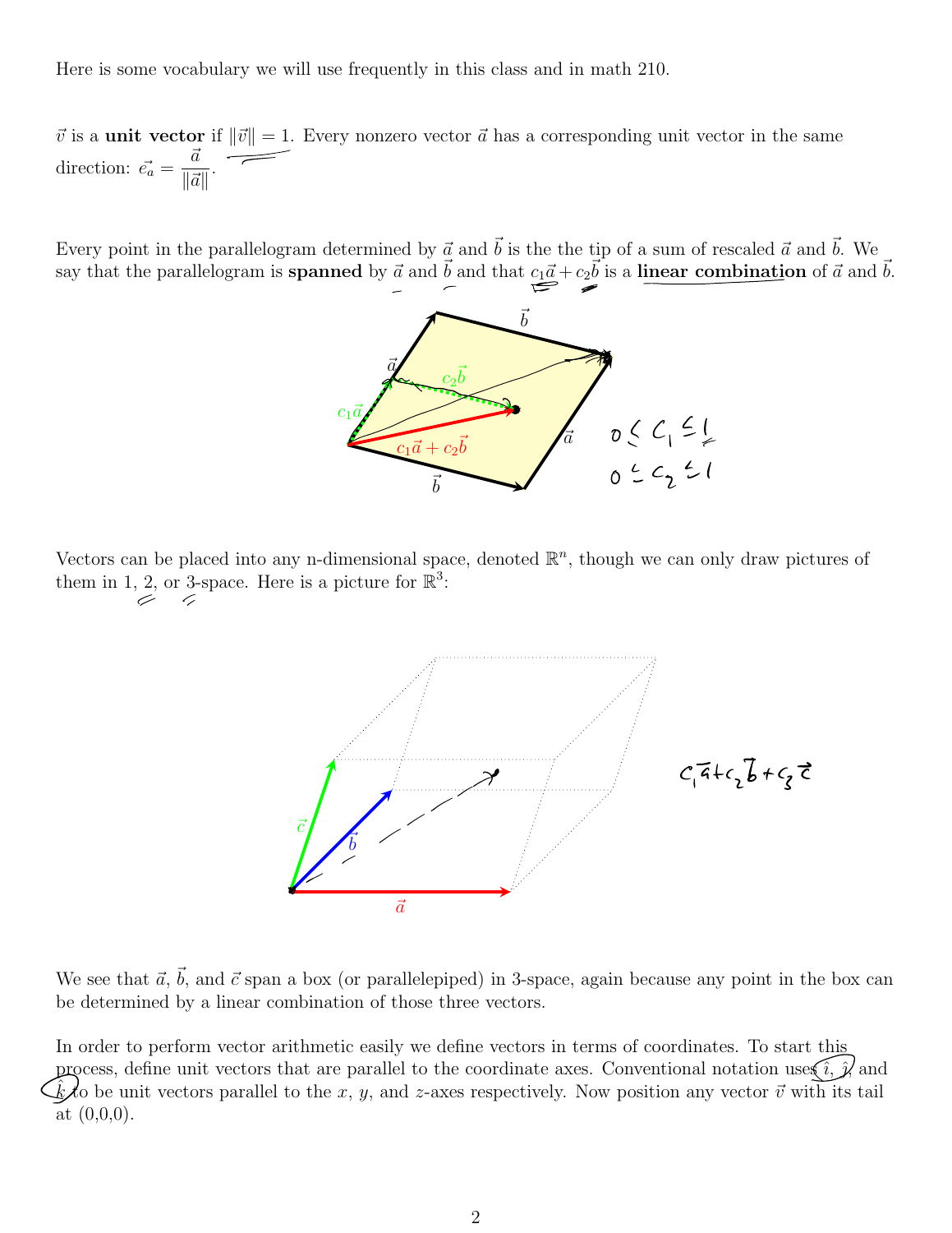Here is some vocabulary we will use frequently in this class and in math 210.

$\vec{v}$ is a **unit vector** if $\|\vec{v}\| = 1$. Every nonzero vector $\vec{a}$ has a corresponding unit vector in the same direction: $\vec{e_a} = \dfrac{\vec{a}}{\|\vec{a}\|}$.

Every point in the parallelogram determined by $\vec{a}$ and $\vec{b}$ is the the tip of a sum of rescaled $\vec{a}$ and $\vec{b}$. We say that the parallelogram is **spanned** by $\vec{a}$ and $\vec{b}$ and that $c_1\vec{a} + c_2\vec{b}$ is a **linear combination** of $\vec{a}$ and $\vec{b}$.

$0 \le c_1 \le 1$

$0 \le c_2 \le 1$

Vectors can be placed into any n-dimensional space, denoted $\mathbb{R}^n$, though we can only draw pictures of them in 1, 2, or 3-space. Here is a picture for $\mathbb{R}^3$:

$c_1\vec{a} + c_2\vec{b} + c_3\vec{c}$

We see that $\vec{a}$, $\vec{b}$, and $\vec{c}$ span a box (or parallelepiped) in 3-space, again because any point in the box can be determined by a linear combination of those three vectors.

In order to perform vector arithmetic easily we define vectors in terms of coordinates. To start this process, define unit vectors that are parallel to the coordinate axes. Conventional notation uses $\hat{\imath}$, $\hat{\jmath}$, and $\hat{k}$ to be unit vectors parallel to the $x$, $y$, and $z$-axes respectively. Now position any vector $\vec{v}$ with its tail at (0,0,0).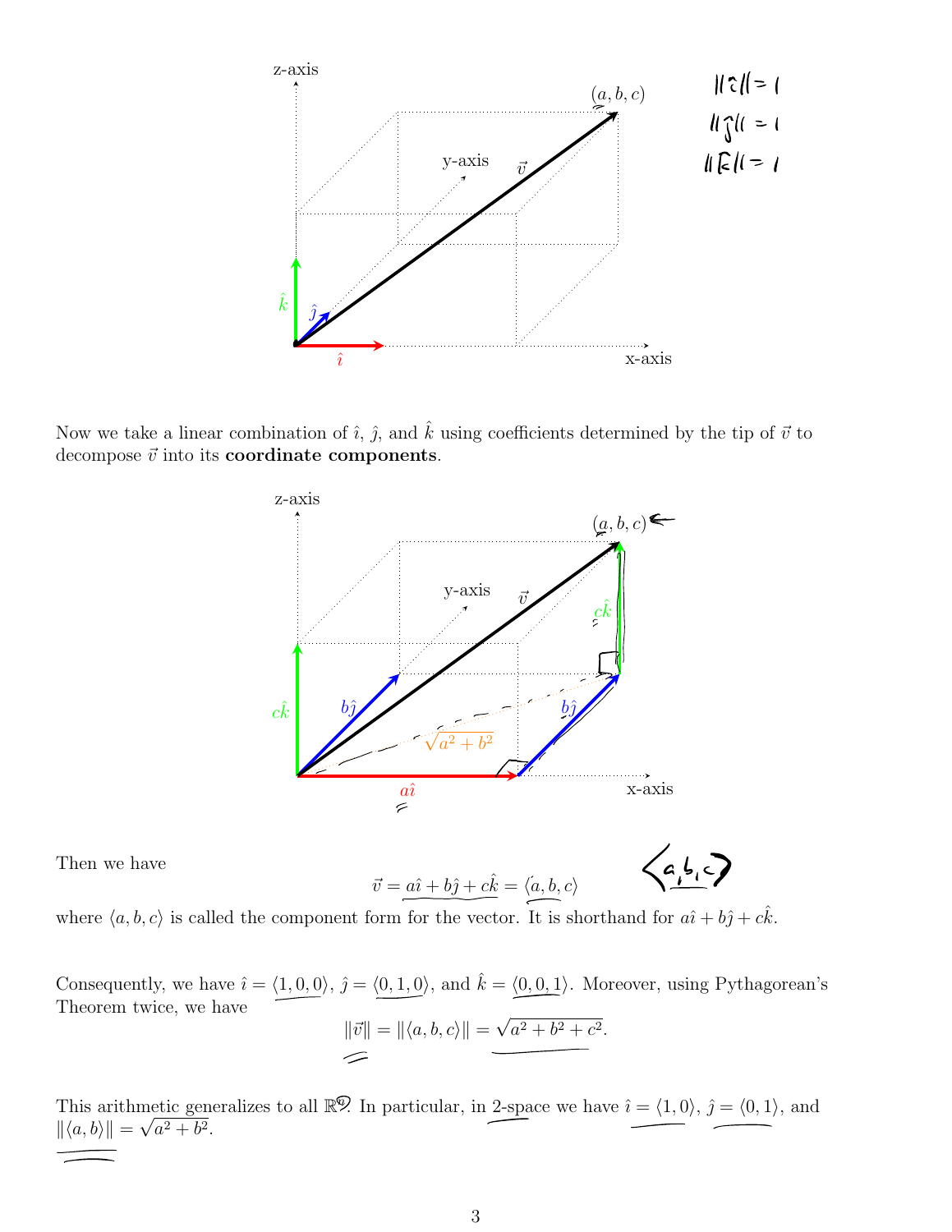Now we take a linear combination of $\hat{\imath}$, $\hat{\jmath}$, and $\hat{k}$ using coefficients determined by the tip of $\vec{v}$ to decompose $\vec{v}$ into its **coordinate components**.

Then we have

$$\vec{v} = a\hat{\imath} + b\hat{\jmath} + c\hat{k} = \langle a, b, c\rangle$$

where $\langle a, b, c\rangle$ is called the component form for the vector. It is shorthand for $a\hat{\imath} + b\hat{\jmath} + c\hat{k}$.

Consequently, we have $\hat{\imath} = \langle 1, 0, 0\rangle$, $\hat{\jmath} = \langle 0, 1, 0\rangle$, and $\hat{k} = \langle 0, 0, 1\rangle$. Moreover, using Pythagorean's Theorem twice, we have

$$\|\vec{v}\| = \|\langle a, b, c\rangle\| = \sqrt{a^2 + b^2 + c^2}.$$

This arithmetic generalizes to all $\mathbb{R}^n$. In particular, in 2-space we have $\hat{\imath} = \langle 1, 0\rangle$, $\hat{\jmath} = \langle 0, 1\rangle$, and $\|\langle a, b\rangle\| = \sqrt{a^2 + b^2}$.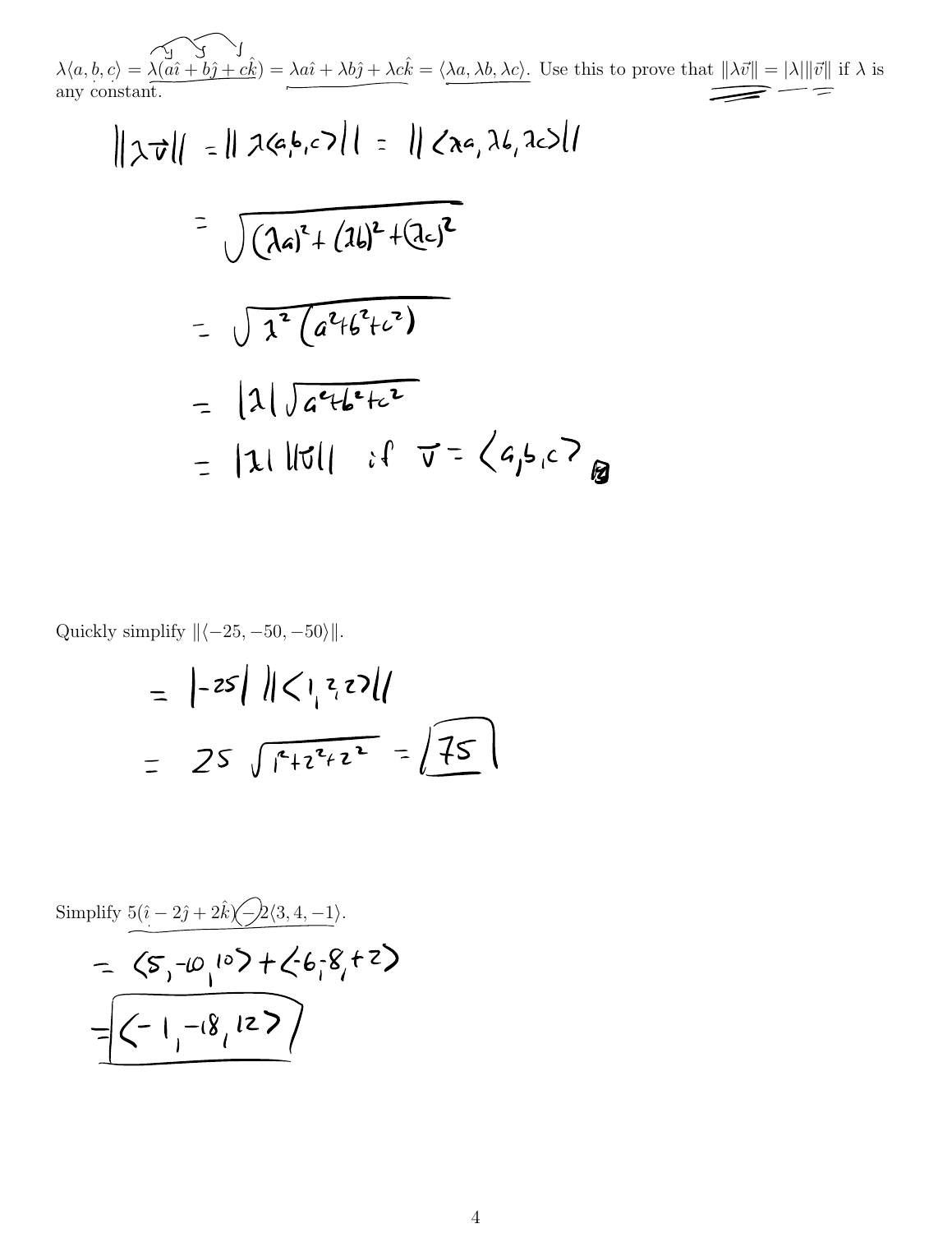$\lambda\langle a, b, c\rangle = \lambda(a\hat{\imath} + b\hat{\jmath} + c\hat{k}) = \lambda a\hat{\imath} + \lambda b\hat{\jmath} + \lambda c\hat{k} = \langle \lambda a, \lambda b, \lambda c\rangle$. Use this to prove that $\|\lambda\vec{v}\| = |\lambda|\|\vec{v}\|$ if $\lambda$ is any constant.

$$\|\lambda\vec{v}\| = \|\lambda\langle a,b,c\rangle\| = \|\langle \lambda a, \lambda b, \lambda c\rangle\|$$

$$= \sqrt{(\lambda a)^2 + (\lambda b)^2 + (\lambda c)^2}$$

$$= \sqrt{\lambda^2(a^2+b^2+c^2)}$$

$$= |\lambda|\sqrt{a^2+b^2+c^2}$$

$$= |\lambda|\,\|\vec{v}\| \text{ if } \vec{v} = \langle a,b,c\rangle \quad \blacksquare$$

Quickly simplify $\|\langle -25, -50, -50\rangle\|$.

$$= |-25|\,\|\langle 1,2,2\rangle\|$$

$$= 25\sqrt{1^2+2^2+2^2} = \boxed{75}$$

Simplify $5(\hat{\imath} - 2\hat{\jmath} + 2\hat{k}) - 2\langle 3, 4, -1\rangle$.

$$= \langle 5,-10,10\rangle + \langle -6,-8,+2\rangle$$

$$= \boxed{\langle -1,-18,12\rangle}$$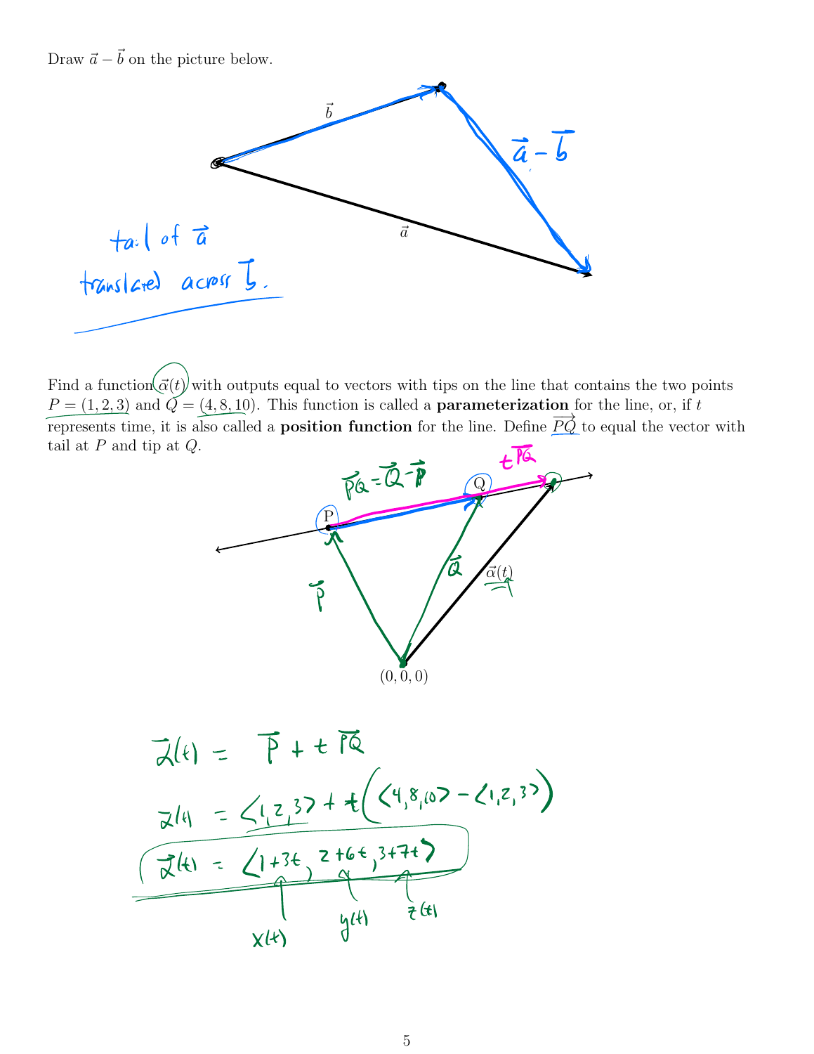Draw $\vec{a} - \vec{b}$ on the picture below.

$\vec{b}$

$\vec{a} - \vec{b}$

$\vec{a}$

tail of $\vec{a}$ translated across $\vec{b}$.

Find a function $\vec{\alpha}(t)$ with outputs equal to vectors with tips on the line that contains the two points $P = (1, 2, 3)$ and $Q = (4, 8, 10)$. This function is called a **parameterization** for the line, or, if $t$ represents time, it is also called a **position function** for the line. Define $\overrightarrow{PQ}$ to equal the vector with tail at $P$ and tip at $Q$.

$\overrightarrow{PQ} = \vec{Q} - \vec{P}$

$t\overrightarrow{PQ}$

P

Q

$\vec{P}$

$\vec{Q}$

$\vec{\alpha}(t)$

$(0, 0, 0)$

$$\vec{\alpha}(t) = \vec{P} + t\,\overrightarrow{PQ}$$

$$\vec{\alpha}(t) = \langle 1, 2, 3 \rangle + t\left(\langle 4, 8, 10 \rangle - \langle 1, 2, 3 \rangle\right)$$

$$\vec{\alpha}(t) = \langle 1 + 3t, 2 + 6t, 3 + 7t \rangle$$

$x(t)$ $y(t)$ $z(t)$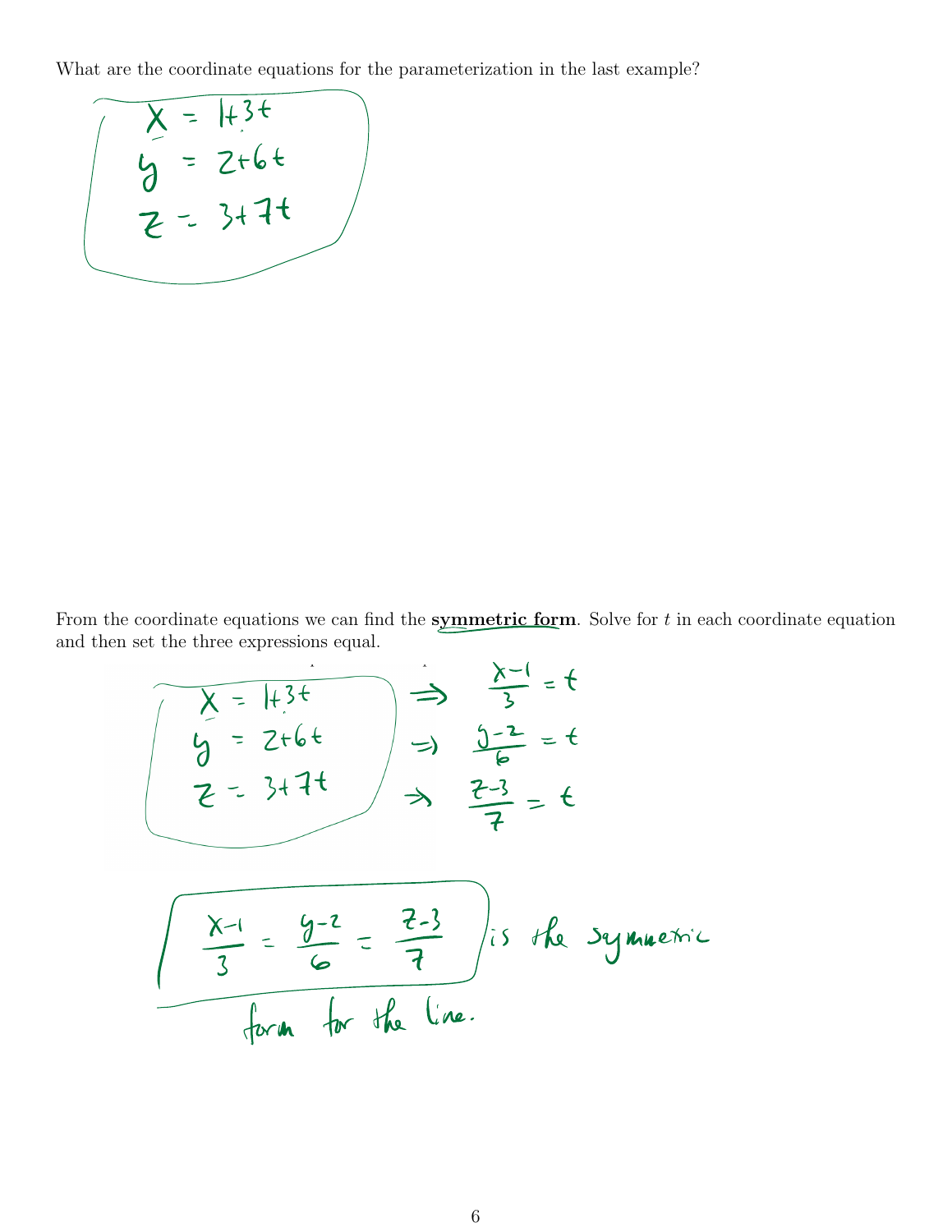What are the coordinate equations for the parameterization in the last example?

$$x = 1 + 3t$$
$$y = 2 + 6t$$
$$z = 3 + 7t$$

From the coordinate equations we can find the **symmetric form**. Solve for $t$ in each coordinate equation and then set the three expressions equal.

$$x = 1 + 3t \Rightarrow \frac{x-1}{3} = t$$
$$y = 2 + 6t \Rightarrow \frac{y-2}{6} = t$$
$$z = 3 + 7t \Rightarrow \frac{z-3}{7} = t$$

$$\frac{x-1}{3} = \frac{y-2}{6} = \frac{z-3}{7}$$

is the symmetric form for the line.